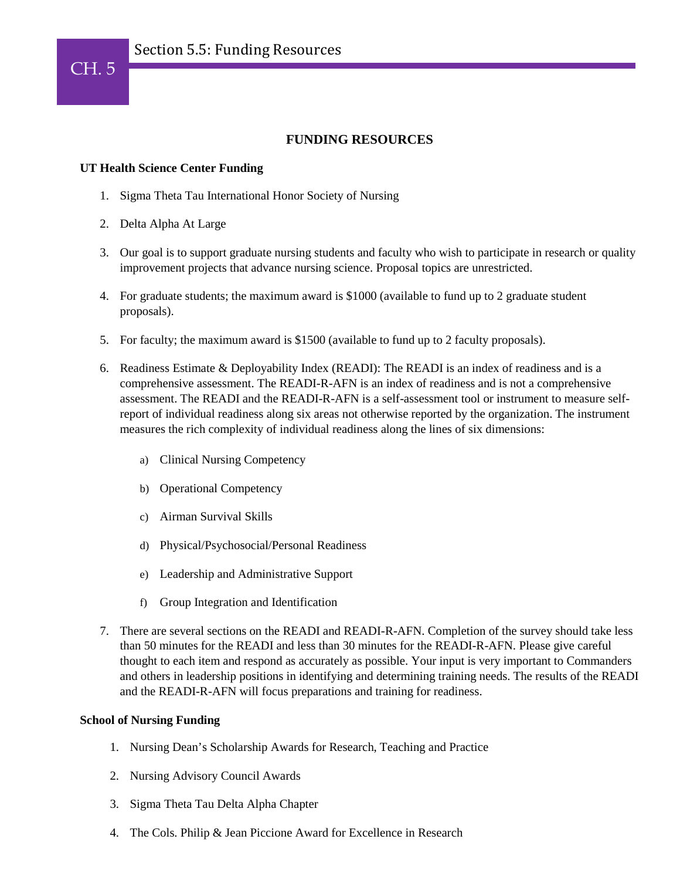## FUNDING RESOURCES

**UT Health Science Center Funding**

1. Sigma Theta Tau International Honor Society of Nursing

2. Delta Alpha At Large

3. Our goal is to support graduate nursing students and faculty who wish to participate in research or quality improvement projects that advance nursing science. Proposal topics are unrestricted.

4. For graduate students; the maximum award is $1000 (available to fund up to 2 graduate student proposals).

5. For faculty; the maximum award is $1500 (available to fund up to 2 faculty proposals).

6. Readiness Estimate & Deployability Index (READI): The READI is an index of readiness and is a comprehensive assessment. The READI-R-AFN is an index of readiness and is not a comprehensive assessment. The READI and the READI-R-AFN is a self-assessment tool or instrument to measure self-report of individual readiness along six areas not otherwise reported by the organization. The instrument measures the rich complexity of individual readiness along the lines of six dimensions:

   a) Clinical Nursing Competency

   b) Operational Competency

   c) Airman Survival Skills

   d) Physical/Psychosocial/Personal Readiness

   e) Leadership and Administrative Support

   f) Group Integration and Identification

7. There are several sections on the READI and READI-R-AFN. Completion of the survey should take less than 50 minutes for the READI and less than 30 minutes for the READI-R-AFN. Please give careful thought to each item and respond as accurately as possible. Your input is very important to Commanders and others in leadership positions in identifying and determining training needs. The results of the READI and the READI-R-AFN will focus preparations and training for readiness.

**School of Nursing Funding**

1. Nursing Dean's Scholarship Awards for Research, Teaching and Practice

2. Nursing Advisory Council Awards

3. Sigma Theta Tau Delta Alpha Chapter

4. The Cols. Philip & Jean Piccione Award for Excellence in Research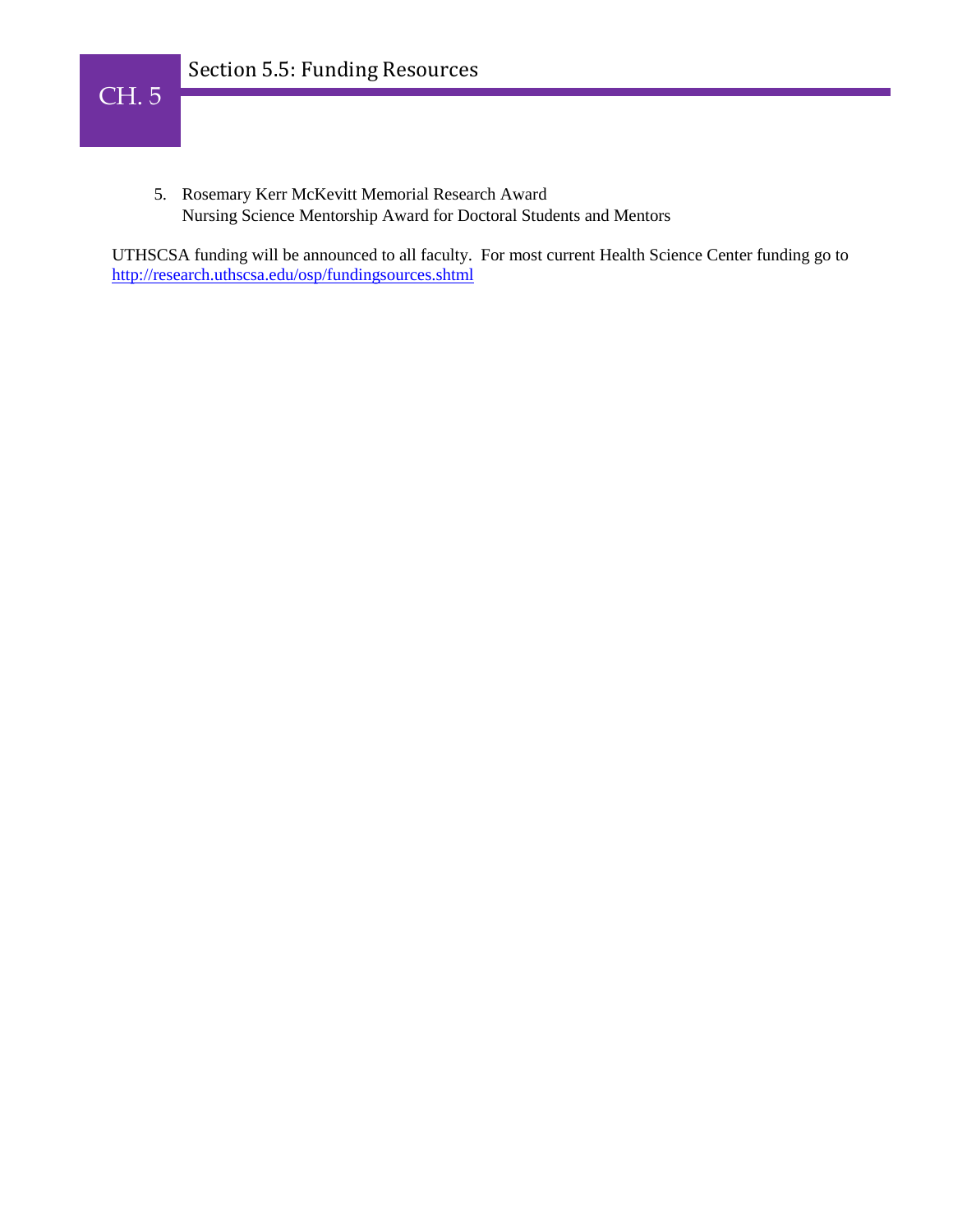5. Rosemary Kerr McKevitt Memorial Research Award
   Nursing Science Mentorship Award for Doctoral Students and Mentors

UTHSCSA funding will be announced to all faculty. For most current Health Science Center funding go to http://research.uthscsa.edu/osp/fundingsources.shtml